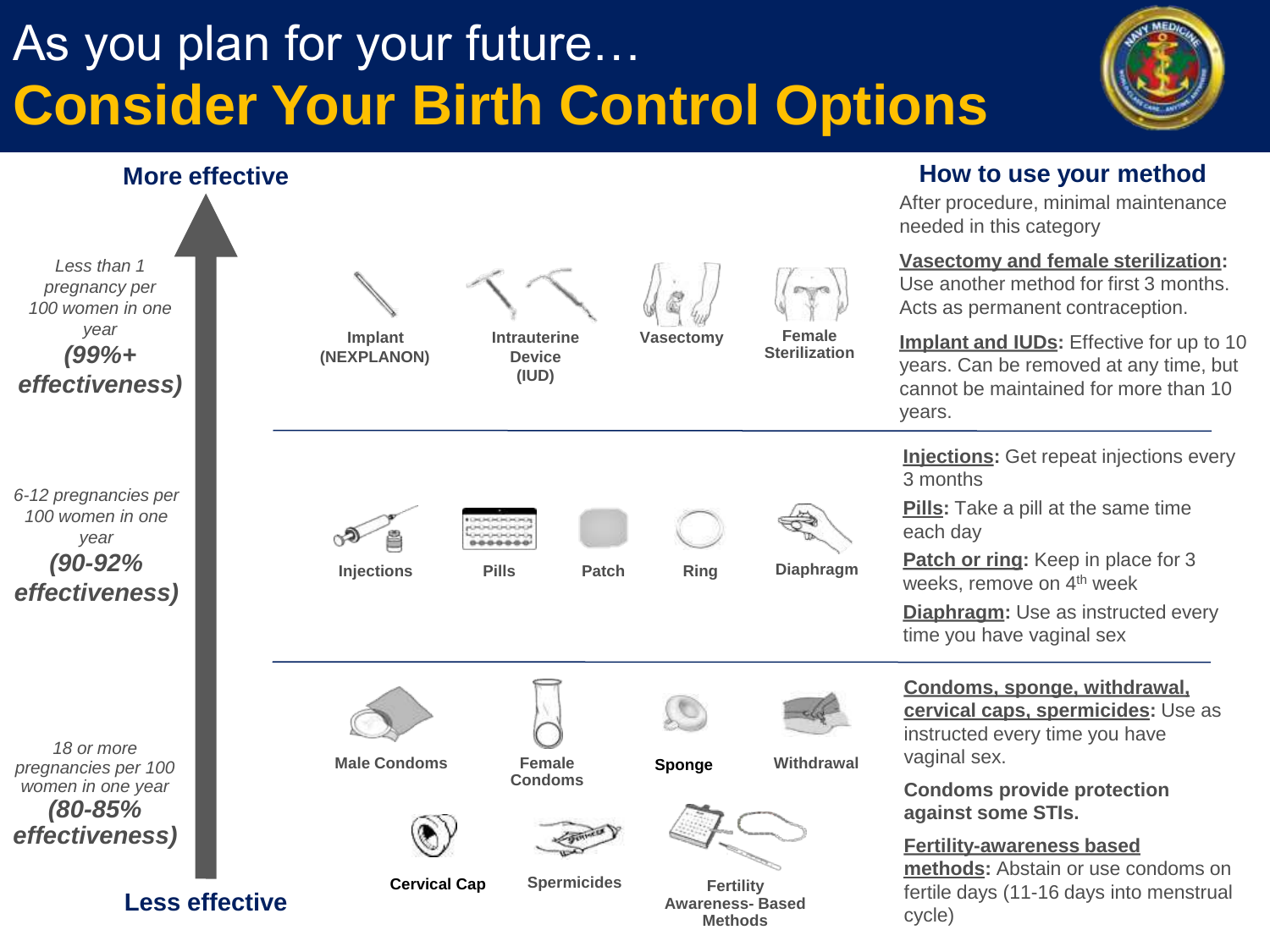# As you plan for your future…

# Consider Your Birth Control Options

**More effective**

## How to use your method

After procedure, minimal maintenance needed in this category

### Less than 1 pregnancy per 100 women in one year (99%+ effectiveness)

- Implant (NEXPLANON)
- Intrauterine Device (IUD)
- Vasectomy
- Female Sterilization

**Vasectomy and female sterilization:** Use another method for first 3 months. Acts as permanent contraception.

**Implant and IUDs:** Effective for up to 10 years. Can be removed at any time, but cannot be maintained for more than 10 years.

### 6-12 pregnancies per 100 women in one year (90-92% effectiveness)

- Injections
- Pills
- Patch
- Ring
- Diaphragm

**Injections:** Get repeat injections every 3 months

**Pills:** Take a pill at the same time each day

**Patch or ring:** Keep in place for 3 weeks, remove on 4th week

**Diaphragm:** Use as instructed every time you have vaginal sex

### 18 or more pregnancies per 100 women in one year (80-85% effectiveness)

- Male Condoms
- Female Condoms
- Sponge
- Withdrawal
- Cervical Cap
- Spermicides
- Fertility Awareness- Based Methods

**Condoms, sponge, withdrawal, cervical caps, spermicides:** Use as instructed every time you have vaginal sex.

**Condoms provide protection against some STIs.**

**Fertility-awareness based methods:** Abstain or use condoms on fertile days (11-16 days into menstrual cycle)

**Less effective**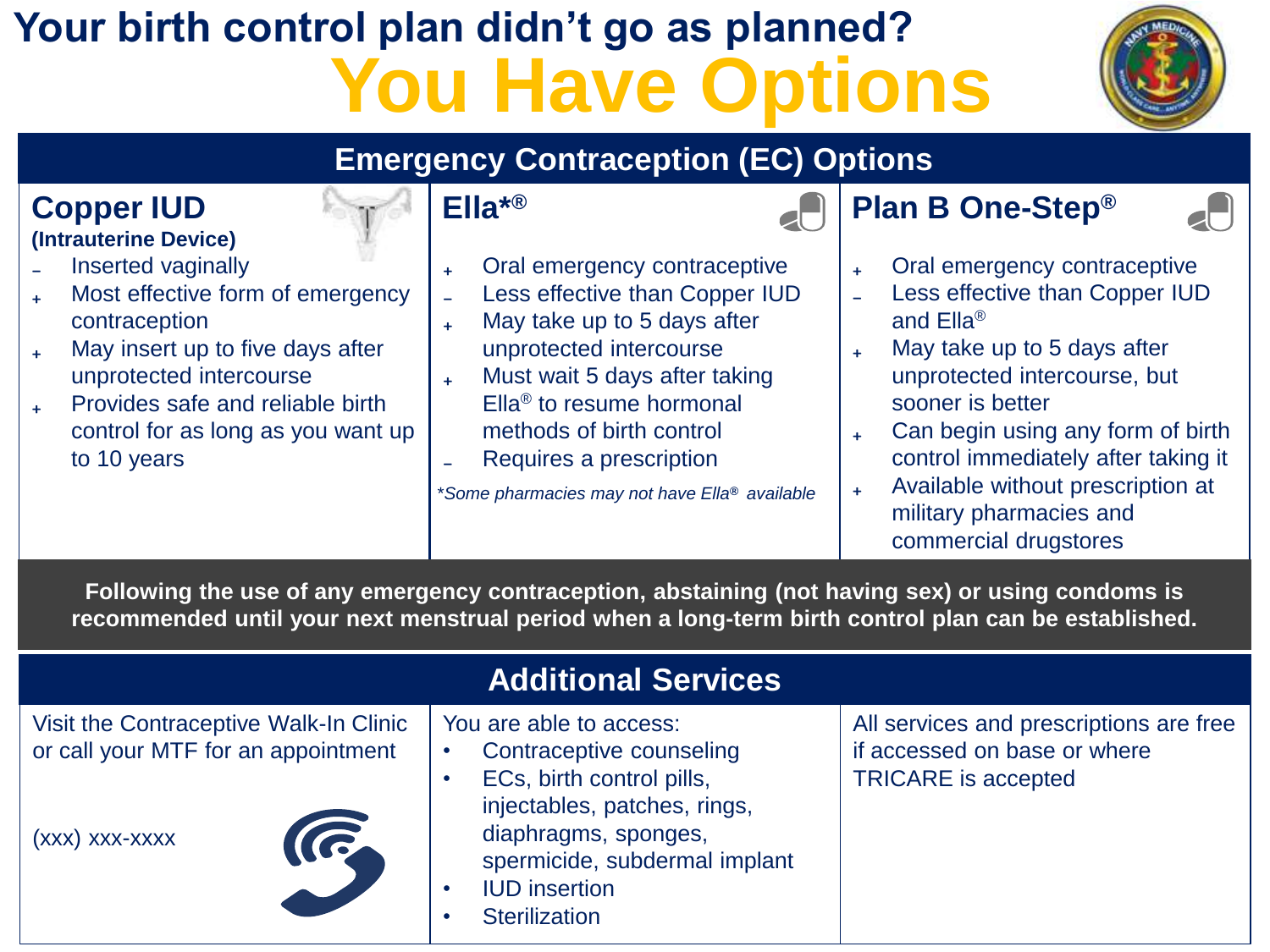# Your birth control plan didn't go as planned?

# You Have Options

## Emergency Contraception (EC) Options

### Copper IUD

**(Intrauterine Device)**

- – Inserted vaginally
- \+ Most effective form of emergency contraception
- \+ May insert up to five days after unprotected intercourse
- \+ Provides safe and reliable birth control for as long as you want up to 10 years

### Ella*®

- \+ Oral emergency contraceptive
- – Less effective than Copper IUD
- \+ May take up to 5 days after unprotected intercourse
- \+ Must wait 5 days after taking Ella® to resume hormonal methods of birth control
- – Requires a prescription

*\*Some pharmacies may not have Ella® available*

### Plan B One-Step®

- \+ Oral emergency contraceptive
- – Less effective than Copper IUD and Ella®
- \+ May take up to 5 days after unprotected intercourse, but sooner is better
- \+ Can begin using any form of birth control immediately after taking it
- \+ Available without prescription at military pharmacies and commercial drugstores

**Following the use of any emergency contraception, abstaining (not having sex) or using condoms is recommended until your next menstrual period when a long-term birth control plan can be established.**

## Additional Services

Visit the Contraceptive Walk-In Clinic or call your MTF for an appointment

(xxx) xxx-xxxx

You are able to access:

- Contraceptive counseling
- ECs, birth control pills, injectables, patches, rings, diaphragms, sponges, spermicide, subdermal implant
- IUD insertion
- Sterilization

All services and prescriptions are free if accessed on base or where TRICARE is accepted